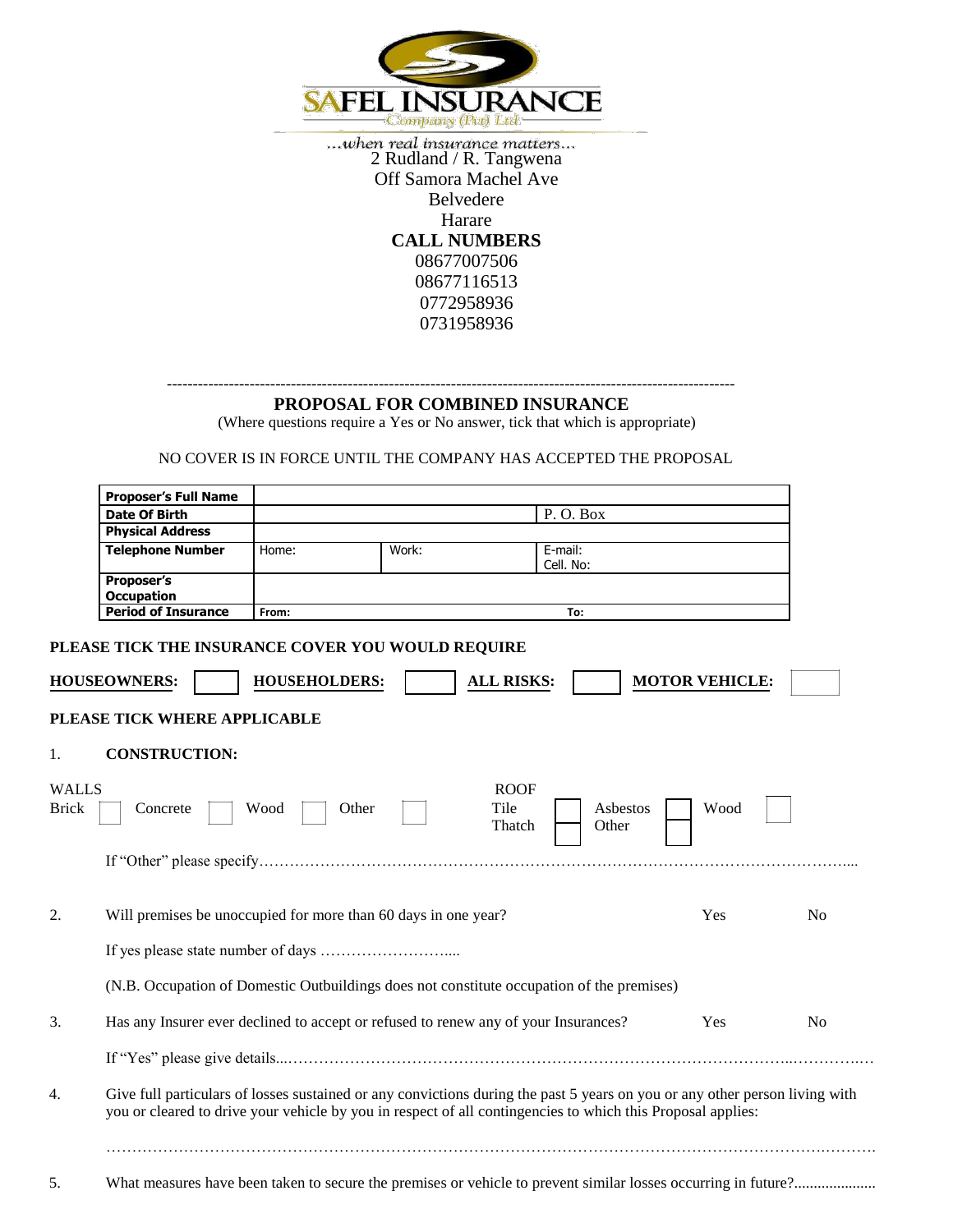# SAFEL INSURANCE

Company (Pvt) Ltd

*...when real insurance matters...*

2 Rudland / R. Tangwena
Off Samora Machel Ave
Belvedere
Harare

**CALL NUMBERS**
08677007506
08677116513
0772958936
0731958936

---

## PROPOSAL FOR COMBINED INSURANCE

(Where questions require a Yes or No answer, tick that which is appropriate)

NO COVER IS IN FORCE UNTIL THE COMPANY HAS ACCEPTED THE PROPOSAL

| **Proposer's Full Name** | | | |
|---|---|---|---|
| **Date Of Birth** | | | P. O. Box |
| **Physical Address** | | | |
| **Telephone Number** | Home: | Work: | E-mail: Cell. No: |
| **Proposer's Occupation** | | | |
| **Period of Insurance** | From: | | To: |

**PLEASE TICK THE INSURANCE COVER YOU WOULD REQUIRE**

**HOUSEOWNERS:** ☐ **HOUSEHOLDERS:** ☐ **ALL RISKS:** ☐ **MOTOR VEHICLE:** ☐

**PLEASE TICK WHERE APPLICABLE**

1. **CONSTRUCTION:**

WALLS
Brick ☐ Concrete ☐ Wood ☐ Other ☐

ROOF
Tile ☐ Asbestos ☐ Wood ☐
Thatch ☐ Other ☐

If "Other" please specify……………………………………………………………………………………………....

2. Will premises be unoccupied for more than 60 days in one year? Yes No

   If yes please state number of days ……………………....

   (N.B. Occupation of Domestic Outbuildings does not constitute occupation of the premises)

3. Has any Insurer ever declined to accept or refused to renew any of your Insurances? Yes No

   If "Yes" please give details...……………………………………………………………………………...………..…

4. Give full particulars of losses sustained or any convictions during the past 5 years on you or any other person living with you or cleared to drive your vehicle by you in respect of all contingencies to which this Proposal applies:

   ……………………………………………………………………………………………………………………….

5. What measures have been taken to secure the premises or vehicle to prevent similar losses occurring in future?.....................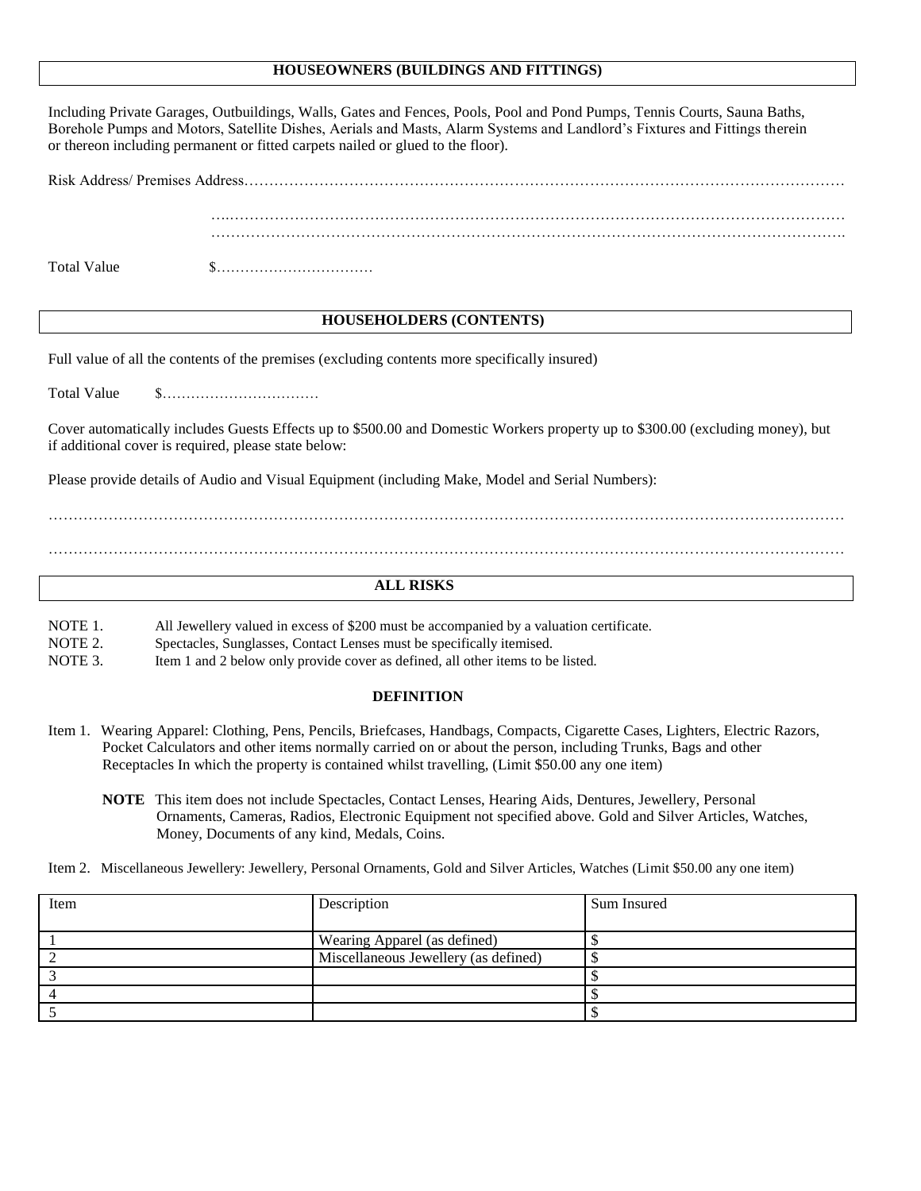## HOUSEOWNERS (BUILDINGS AND FITTINGS)

Including Private Garages, Outbuildings, Walls, Gates and Fences, Pools, Pool and Pond Pumps, Tennis Courts, Sauna Baths, Borehole Pumps and Motors, Satellite Dishes, Aerials and Masts, Alarm Systems and Landlord's Fixtures and Fittings therein or thereon including permanent or fitted carpets nailed or glued to the floor).

Risk Address/ Premises Address…………………………………………………………………………………………………………

…..……………………………………………………………………………………………………………
……………………………………………………………………………………………………………..

Total Value $……………………………

## HOUSEHOLDERS (CONTENTS)

Full value of all the contents of the premises (excluding contents more specifically insured)

Total Value $……………………………

Cover automatically includes Guests Effects up to $500.00 and Domestic Workers property up to $300.00 (excluding money), but if additional cover is required, please state below:

Please provide details of Audio and Visual Equipment (including Make, Model and Serial Numbers):

……………………………………………………………………………………………………………………………………

……………………………………………………………………………………………………………………………………

## ALL RISKS

NOTE 1. All Jewellery valued in excess of $200 must be accompanied by a valuation certificate.
NOTE 2. Spectacles, Sunglasses, Contact Lenses must be specifically itemised.
NOTE 3. Item 1 and 2 below only provide cover as defined, all other items to be listed.

### DEFINITION

Item 1. Wearing Apparel: Clothing, Pens, Pencils, Briefcases, Handbags, Compacts, Cigarette Cases, Lighters, Electric Razors, Pocket Calculators and other items normally carried on or about the person, including Trunks, Bags and other Receptacles In which the property is contained whilst travelling, (Limit $50.00 any one item)

**NOTE** This item does not include Spectacles, Contact Lenses, Hearing Aids, Dentures, Jewellery, Personal Ornaments, Cameras, Radios, Electronic Equipment not specified above. Gold and Silver Articles, Watches, Money, Documents of any kind, Medals, Coins.

Item 2. Miscellaneous Jewellery: Jewellery, Personal Ornaments, Gold and Silver Articles, Watches (Limit $50.00 any one item)

| Item | Description | Sum Insured |
|---|---|---|
| 1 | Wearing Apparel (as defined) | $ |
| 2 | Miscellaneous Jewellery (as defined) | $ |
| 3 | | $ |
| 4 | | $ |
| 5 | | $ |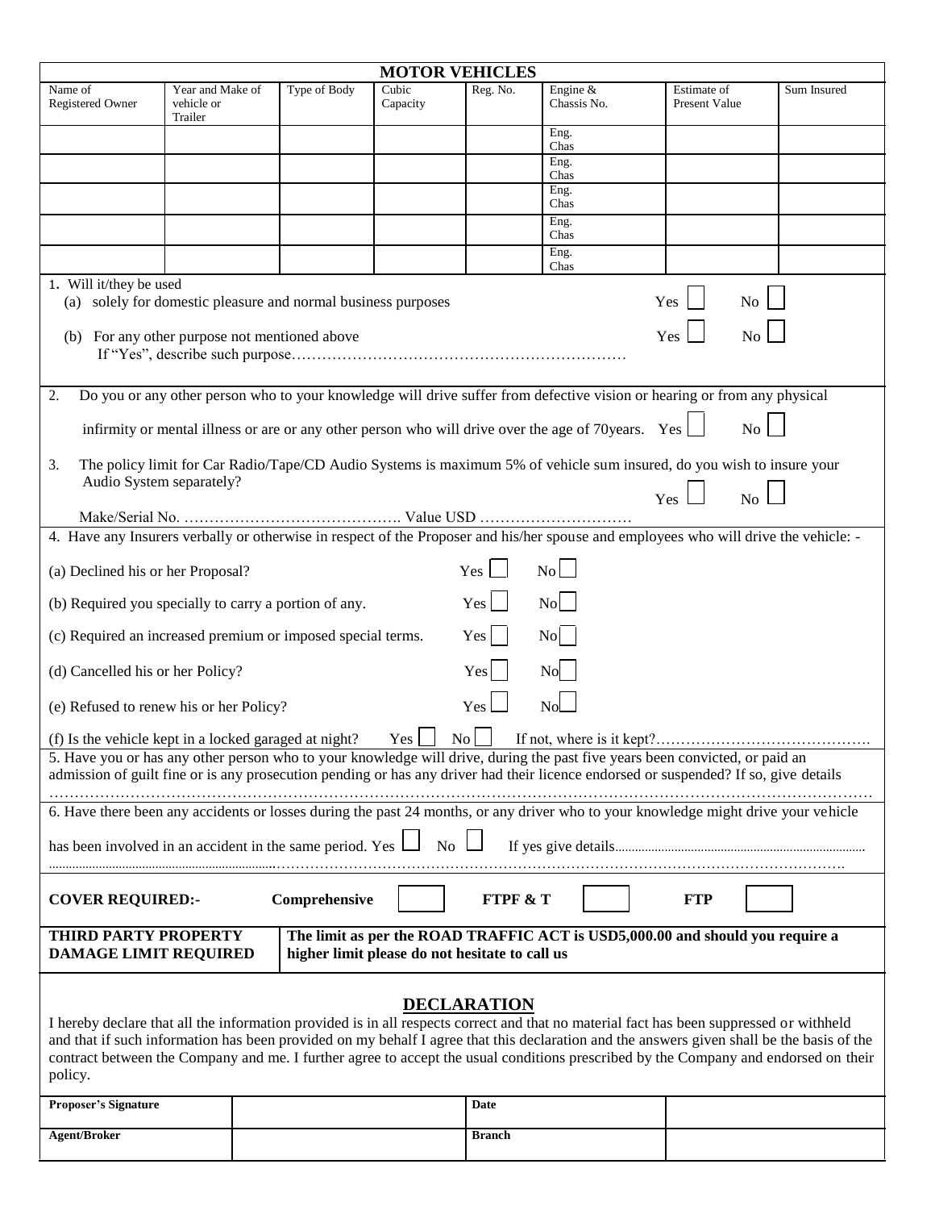## MOTOR VEHICLES

| Name of Registered Owner | Year and Make of vehicle or Trailer | Type of Body | Cubic Capacity | Reg. No. | Engine & Chassis No. | Estimate of Present Value | Sum Insured |
|---|---|---|---|---|---|---|---|
| | | | | | Eng. Chas | | |
| | | | | | Eng. Chas | | |
| | | | | | Eng. Chas | | |
| | | | | | Eng. Chas | | |
| | | | | | Eng. Chas | | |

1. Will it/they be used
   (a) solely for domestic pleasure and normal business purposes Yes ☐ No ☐
   (b) For any other purpose not mentioned above Yes ☐ No ☐
   If "Yes", describe such purpose…………………………………………………………

2. Do you or any other person who to your knowledge will drive suffer from defective vision or hearing or from any physical infirmity or mental illness or are or any other person who will drive over the age of 70years. Yes ☐ No ☐

3. The policy limit for Car Radio/Tape/CD Audio Systems is maximum 5% of vehicle sum insured, do you wish to insure your Audio System separately? Yes ☐ No ☐

   Make/Serial No. ……………………………………. Value USD …………………………

4. Have any Insurers verbally or otherwise in respect of the Proposer and his/her spouse and employees who will drive the vehicle: -

   (a) Declined his or her Proposal? Yes ☐ No ☐

   (b) Required you specially to carry a portion of any. Yes ☐ No ☐

   (c) Required an increased premium or imposed special terms. Yes ☐ No ☐

   (d) Cancelled his or her Policy? Yes ☐ No ☐

   (e) Refused to renew his or her Policy? Yes ☐ No ☐

   (f) Is the vehicle kept in a locked garaged at night? Yes ☐ No ☐ If not, where is it kept?…………………………………….

5. Have you or has any other person who to your knowledge will drive, during the past five years been convicted, or paid an admission of guilt fine or is any prosecution pending or has any driver had their licence endorsed or suspended? If so, give details
………………………………………………………………………………………………………………………………………

6. Have there been any accidents or losses during the past 24 months, or any driver who to your knowledge might drive your vehicle has been involved in an accident in the same period. Yes ☐ No ☐ If yes give details…………………………………………………
………………………………………………………………………………………………………………………………………

**COVER REQUIRED:-** **Comprehensive** ☐ **FTPF & T** ☐ **FTP** ☐

| | |
|---|---|
| **THIRD PARTY PROPERTY DAMAGE LIMIT REQUIRED** | **The limit as per the ROAD TRAFFIC ACT is USD5,000.00 and should you require a higher limit please do not hesitate to call us** |

## DECLARATION

I hereby declare that all the information provided is in all respects correct and that no material fact has been suppressed or withheld and that if such information has been provided on my behalf I agree that this declaration and the answers given shall be the basis of the contract between the Company and me. I further agree to accept the usual conditions prescribed by the Company and endorsed on their policy.

| | | | |
|---|---|---|---|
| **Proposer's Signature** | | **Date** | |
| **Agent/Broker** | | **Branch** | |